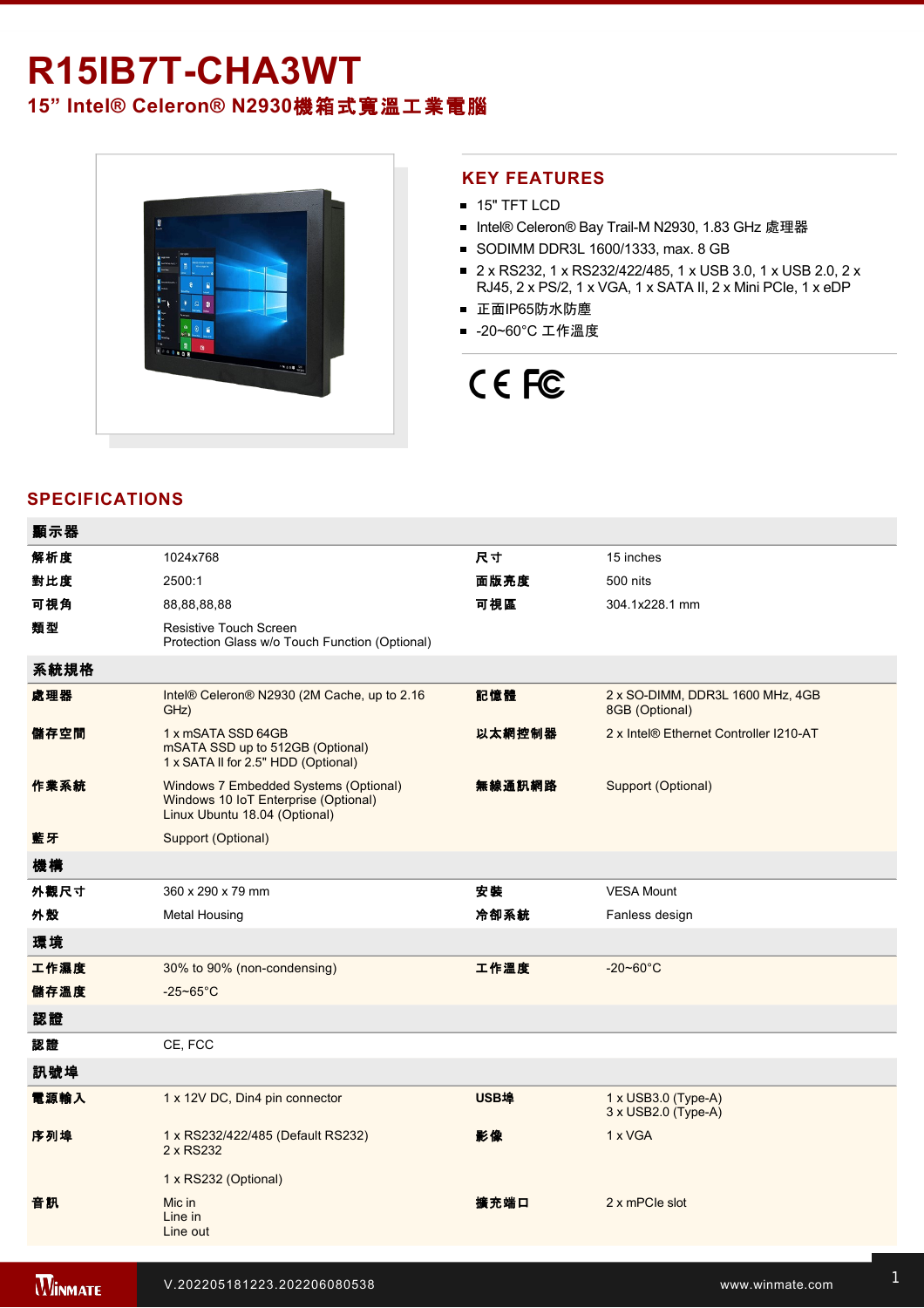# R15IB7T-CHA3WT

## 15” Intel® Celeron® N2930機箱式寬溫工業電腦

## KEY FEATURES

- 15" TFT LCD
- Intel® Celeron® Bay Trail-M N2930, 1.83 GHz 處理器
- SODIMM DDR3L 1600/1333, max. 8 GB
- 2 x RS232, 1 x RS232/422/485, 1 x USB 3.0, 1 x USB 2.0, 2 x RJ45, 2 x PS/2, 1 x VGA, 1 x SATA II, 2 x Mini PCIe, 1 x eDP
- 正面IP65防水防塵
- -20~60°C 工作溫度

## SPECIFICATIONS

| 顯示器 | | | |
|---|---|---|---|
| 解析度 | 1024x768 | 尺寸 | 15 inches |
| 對比度 | 2500:1 | 面版亮度 | 500 nits |
| 可視角 | 88,88,88,88 | 可視區 | 304.1x228.1 mm |
| 類型 | Resistive Touch Screen<br>Protection Glass w/o Touch Function (Optional) | | |
| **系統規格** | | | |
| 處理器 | Intel® Celeron® N2930 (2M Cache, up to 2.16 GHz) | 記憶體 | 2 x SO-DIMM, DDR3L 1600 MHz, 4GB<br>8GB (Optional) |
| 儲存空間 | 1 x mSATA SSD 64GB<br>mSATA SSD up to 512GB (Optional)<br>1 x SATA II for 2.5" HDD (Optional) | 以太網控制器 | 2 x Intel® Ethernet Controller I210-AT |
| 作業系統 | Windows 7 Embedded Systems (Optional)<br>Windows 10 IoT Enterprise (Optional)<br>Linux Ubuntu 18.04 (Optional) | 無線通訊網路 | Support (Optional) |
| 藍牙 | Support (Optional) | | |
| **機構** | | | |
| 外觀尺寸 | 360 x 290 x 79 mm | 安裝 | VESA Mount |
| 外殼 | Metal Housing | 冷卻系統 | Fanless design |
| **環境** | | | |
| 工作濕度 | 30% to 90% (non-condensing) | 工作溫度 | -20~60°C |
| 儲存溫度 | -25~65°C | | |
| **認證** | | | |
| 認證 | CE, FCC | | |
| **訊號埠** | | | |
| 電源輸入 | 1 x 12V DC, Din4 pin connector | USB埠 | 1 x USB3.0 (Type-A)<br>3 x USB2.0 (Type-A) |
| 序列埠 | 1 x RS232/422/485 (Default RS232)<br>2 x RS232<br><br>1 x RS232 (Optional) | 影像 | 1 x VGA |
| 音訊 | Mic in<br>Line in<br>Line out | 擴充端口 | 2 x mPCIe slot |

V.202205181223.202206080538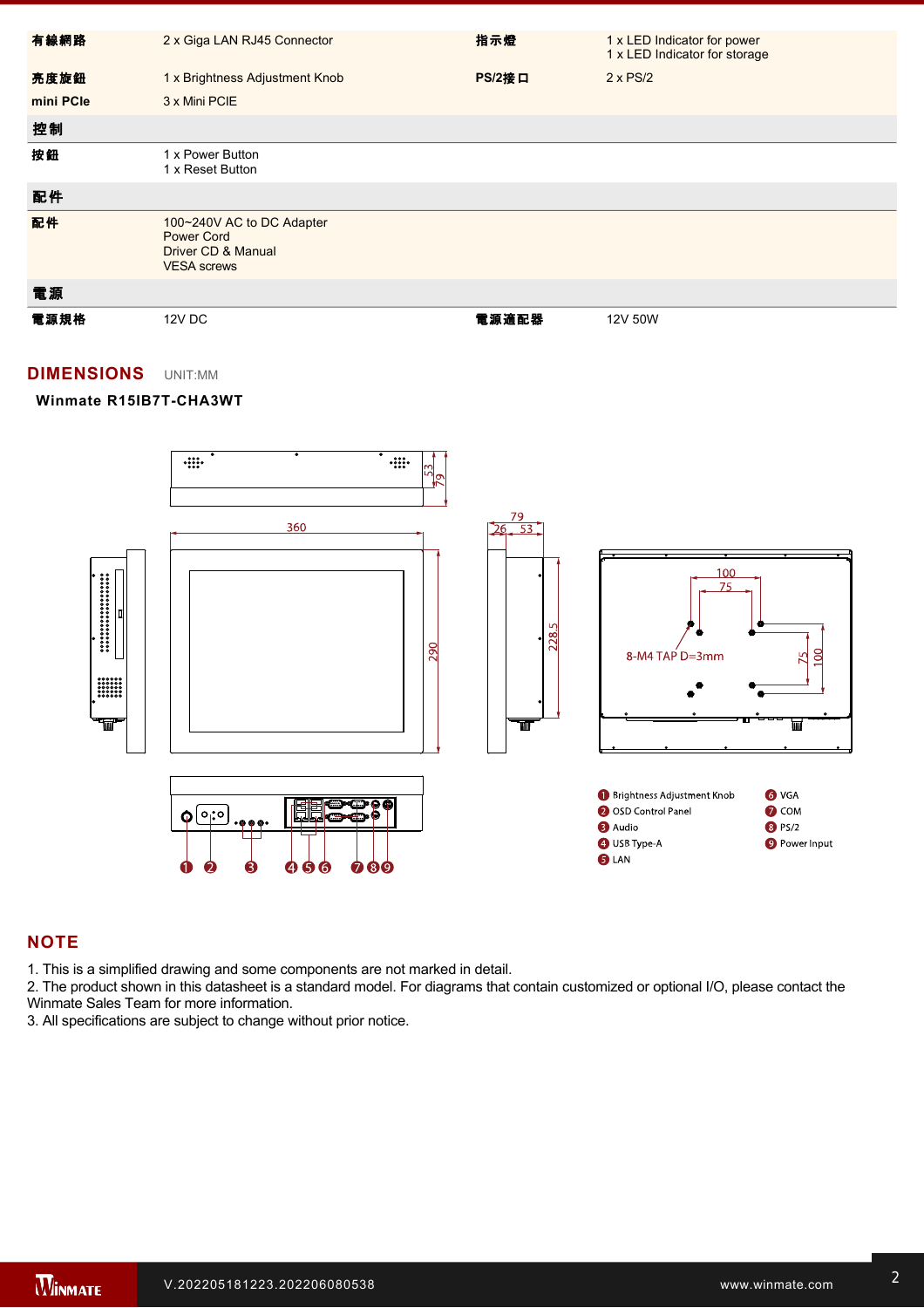| | | | |
|---|---|---|---|
| 有線網路 | 2 x Giga LAN RJ45 Connector | 指示燈 | 1 x LED Indicator for power<br>1 x LED Indicator for storage |
| 亮度旋鈕 | 1 x Brightness Adjustment Knob | PS/2接口 | 2 x PS/2 |
| mini PCIe | 3 x Mini PCIE | | |
| **控制** | | | |
| 按鈕 | 1 x Power Button<br>1 x Reset Button | | |
| **配件** | | | |
| 配件 | 100~240V AC to DC Adapter<br>Power Cord<br>Driver CD & Manual<br>VESA screws | | |
| **電源** | | | |
| 電源規格 | 12V DC | 電源適配器 | 12V 50W |

## DIMENSIONS UNIT:MM

**Winmate R15IB7T-CHA3WT**

53
79
360
290
79
26 53
228.5
100
75
8-M4 TAP D=3mm
75
100

1 Brightness Adjustment Knob
2 OSD Control Panel
3 Audio
4 USB Type-A
5 LAN
6 VGA
7 COM
8 PS/2
9 Power Input

## NOTE

1. This is a simplified drawing and some components are not marked in detail.
2. The product shown in this datasheet is a standard model. For diagrams that contain customized or optional I/O, please contact the Winmate Sales Team for more information.
3. All specifications are subject to change without prior notice.